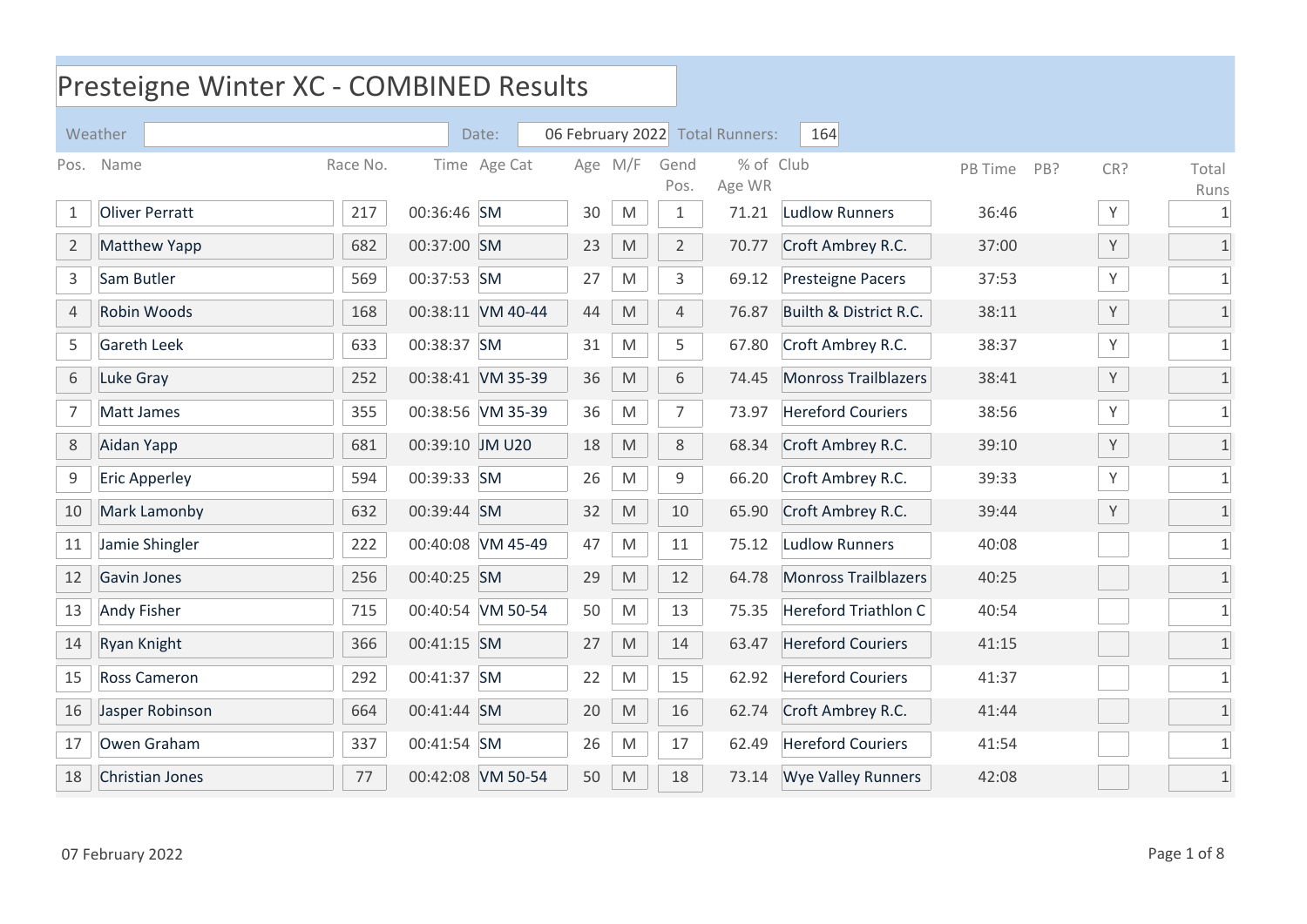# Presteigne Winter XC - COMBINED Results

Weather: | Date: 06 February 2022 | Total Runners: 164

| Pos. | Name | Race No. | Time | Age Cat | Age | M/F | Gend Pos. | % of Age WR | Club | PB Time | PB? | CR? | Total Runs |
|---|---|---|---|---|---|---|---|---|---|---|---|---|---|
| 1 | Oliver Perratt | 217 | 00:36:46 | SM | 30 | M | 1 | 71.21 | Ludlow Runners | 36:46 | | Y | 1 |
| 2 | Matthew Yapp | 682 | 00:37:00 | SM | 23 | M | 2 | 70.77 | Croft Ambrey R.C. | 37:00 | | Y | 1 |
| 3 | Sam Butler | 569 | 00:37:53 | SM | 27 | M | 3 | 69.12 | Presteigne Pacers | 37:53 | | Y | 1 |
| 4 | Robin Woods | 168 | 00:38:11 | VM 40-44 | 44 | M | 4 | 76.87 | Builth & District R.C. | 38:11 | | Y | 1 |
| 5 | Gareth Leek | 633 | 00:38:37 | SM | 31 | M | 5 | 67.80 | Croft Ambrey R.C. | 38:37 | | Y | 1 |
| 6 | Luke Gray | 252 | 00:38:41 | VM 35-39 | 36 | M | 6 | 74.45 | Monross Trailblazers | 38:41 | | Y | 1 |
| 7 | Matt James | 355 | 00:38:56 | VM 35-39 | 36 | M | 7 | 73.97 | Hereford Couriers | 38:56 | | Y | 1 |
| 8 | Aidan Yapp | 681 | 00:39:10 | JM U20 | 18 | M | 8 | 68.34 | Croft Ambrey R.C. | 39:10 | | Y | 1 |
| 9 | Eric Apperley | 594 | 00:39:33 | SM | 26 | M | 9 | 66.20 | Croft Ambrey R.C. | 39:33 | | Y | 1 |
| 10 | Mark Lamonby | 632 | 00:39:44 | SM | 32 | M | 10 | 65.90 | Croft Ambrey R.C. | 39:44 | | Y | 1 |
| 11 | Jamie Shingler | 222 | 00:40:08 | VM 45-49 | 47 | M | 11 | 75.12 | Ludlow Runners | 40:08 | | | 1 |
| 12 | Gavin Jones | 256 | 00:40:25 | SM | 29 | M | 12 | 64.78 | Monross Trailblazers | 40:25 | | | 1 |
| 13 | Andy Fisher | 715 | 00:40:54 | VM 50-54 | 50 | M | 13 | 75.35 | Hereford Triathlon C | 40:54 | | | 1 |
| 14 | Ryan Knight | 366 | 00:41:15 | SM | 27 | M | 14 | 63.47 | Hereford Couriers | 41:15 | | | 1 |
| 15 | Ross Cameron | 292 | 00:41:37 | SM | 22 | M | 15 | 62.92 | Hereford Couriers | 41:37 | | | 1 |
| 16 | Jasper Robinson | 664 | 00:41:44 | SM | 20 | M | 16 | 62.74 | Croft Ambrey R.C. | 41:44 | | | 1 |
| 17 | Owen Graham | 337 | 00:41:54 | SM | 26 | M | 17 | 62.49 | Hereford Couriers | 41:54 | | | 1 |
| 18 | Christian Jones | 77 | 00:42:08 | VM 50-54 | 50 | M | 18 | 73.14 | Wye Valley Runners | 42:08 | | | 1 |

07 February 2022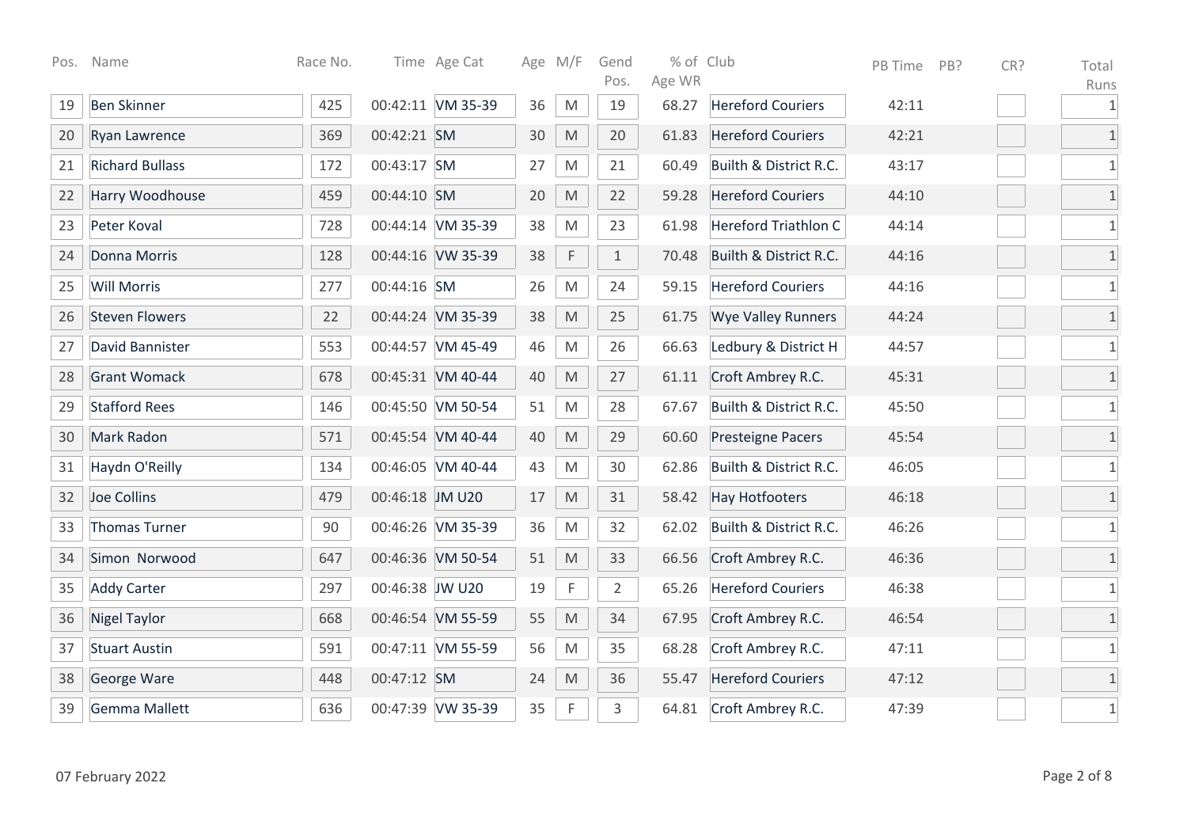| Pos. | Name | Race No. | Time | Age Cat | Age | M/F | Gend Pos. | % of Age WR | Club | PB Time | PB? | CR? | Total Runs |
|---|---|---|---|---|---|---|---|---|---|---|---|---|---|
| 19 | Ben Skinner | 425 | 00:42:11 | VM 35-39 | 36 | M | 19 | 68.27 | Hereford Couriers | 42:11 | | | 1 |
| 20 | Ryan Lawrence | 369 | 00:42:21 | SM | 30 | M | 20 | 61.83 | Hereford Couriers | 42:21 | | | 1 |
| 21 | Richard Bullass | 172 | 00:43:17 | SM | 27 | M | 21 | 60.49 | Builth & District R.C. | 43:17 | | | 1 |
| 22 | Harry Woodhouse | 459 | 00:44:10 | SM | 20 | M | 22 | 59.28 | Hereford Couriers | 44:10 | | | 1 |
| 23 | Peter Koval | 728 | 00:44:14 | VM 35-39 | 38 | M | 23 | 61.98 | Hereford Triathlon C | 44:14 | | | 1 |
| 24 | Donna Morris | 128 | 00:44:16 | VW 35-39 | 38 | F | 1 | 70.48 | Builth & District R.C. | 44:16 | | | 1 |
| 25 | Will Morris | 277 | 00:44:16 | SM | 26 | M | 24 | 59.15 | Hereford Couriers | 44:16 | | | 1 |
| 26 | Steven Flowers | 22 | 00:44:24 | VM 35-39 | 38 | M | 25 | 61.75 | Wye Valley Runners | 44:24 | | | 1 |
| 27 | David Bannister | 553 | 00:44:57 | VM 45-49 | 46 | M | 26 | 66.63 | Ledbury & District H | 44:57 | | | 1 |
| 28 | Grant Womack | 678 | 00:45:31 | VM 40-44 | 40 | M | 27 | 61.11 | Croft Ambrey R.C. | 45:31 | | | 1 |
| 29 | Stafford Rees | 146 | 00:45:50 | VM 50-54 | 51 | M | 28 | 67.67 | Builth & District R.C. | 45:50 | | | 1 |
| 30 | Mark Radon | 571 | 00:45:54 | VM 40-44 | 40 | M | 29 | 60.60 | Presteigne Pacers | 45:54 | | | 1 |
| 31 | Haydn O'Reilly | 134 | 00:46:05 | VM 40-44 | 43 | M | 30 | 62.86 | Builth & District R.C. | 46:05 | | | 1 |
| 32 | Joe Collins | 479 | 00:46:18 | JM U20 | 17 | M | 31 | 58.42 | Hay Hotfooters | 46:18 | | | 1 |
| 33 | Thomas Turner | 90 | 00:46:26 | VM 35-39 | 36 | M | 32 | 62.02 | Builth & District R.C. | 46:26 | | | 1 |
| 34 | Simon Norwood | 647 | 00:46:36 | VM 50-54 | 51 | M | 33 | 66.56 | Croft Ambrey R.C. | 46:36 | | | 1 |
| 35 | Addy Carter | 297 | 00:46:38 | JW U20 | 19 | F | 2 | 65.26 | Hereford Couriers | 46:38 | | | 1 |
| 36 | Nigel Taylor | 668 | 00:46:54 | VM 55-59 | 55 | M | 34 | 67.95 | Croft Ambrey R.C. | 46:54 | | | 1 |
| 37 | Stuart Austin | 591 | 00:47:11 | VM 55-59 | 56 | M | 35 | 68.28 | Croft Ambrey R.C. | 47:11 | | | 1 |
| 38 | George Ware | 448 | 00:47:12 | SM | 24 | M | 36 | 55.47 | Hereford Couriers | 47:12 | | | 1 |
| 39 | Gemma Mallett | 636 | 00:47:39 | VW 35-39 | 35 | F | 3 | 64.81 | Croft Ambrey R.C. | 47:39 | | | 1 |

07 February 2022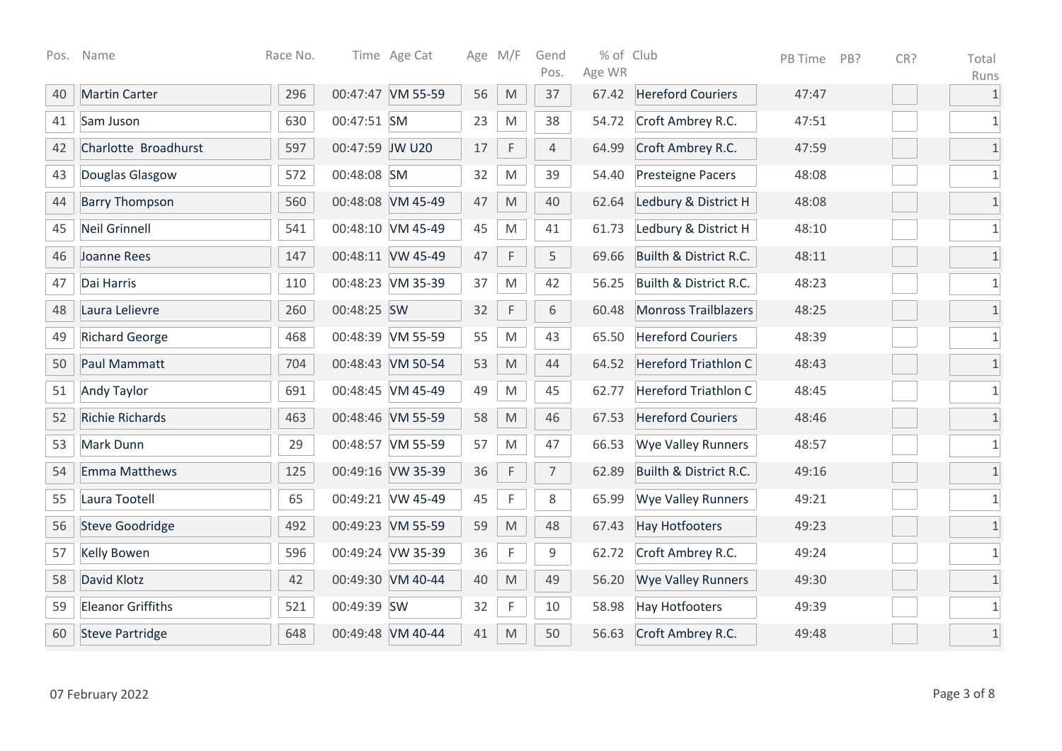| Pos. | Name | Race No. | Time | Age Cat | Age | M/F | Gend Pos. | % of Age WR | Club | PB Time | PB? | CR? | Total Runs |
|---|---|---|---|---|---|---|---|---|---|---|---|---|---|
| 40 | Martin Carter | 296 | 00:47:47 | VM 55-59 | 56 | M | 37 | 67.42 | Hereford Couriers | 47:47 | | | 1 |
| 41 | Sam Juson | 630 | 00:47:51 | SM | 23 | M | 38 | 54.72 | Croft Ambrey R.C. | 47:51 | | | 1 |
| 42 | Charlotte Broadhurst | 597 | 00:47:59 | JW U20 | 17 | F | 4 | 64.99 | Croft Ambrey R.C. | 47:59 | | | 1 |
| 43 | Douglas Glasgow | 572 | 00:48:08 | SM | 32 | M | 39 | 54.40 | Presteigne Pacers | 48:08 | | | 1 |
| 44 | Barry Thompson | 560 | 00:48:08 | VM 45-49 | 47 | M | 40 | 62.64 | Ledbury & District H | 48:08 | | | 1 |
| 45 | Neil Grinnell | 541 | 00:48:10 | VM 45-49 | 45 | M | 41 | 61.73 | Ledbury & District H | 48:10 | | | 1 |
| 46 | Joanne Rees | 147 | 00:48:11 | VW 45-49 | 47 | F | 5 | 69.66 | Builth & District R.C. | 48:11 | | | 1 |
| 47 | Dai Harris | 110 | 00:48:23 | VM 35-39 | 37 | M | 42 | 56.25 | Builth & District R.C. | 48:23 | | | 1 |
| 48 | Laura Lelievre | 260 | 00:48:25 | SW | 32 | F | 6 | 60.48 | Monross Trailblazers | 48:25 | | | 1 |
| 49 | Richard George | 468 | 00:48:39 | VM 55-59 | 55 | M | 43 | 65.50 | Hereford Couriers | 48:39 | | | 1 |
| 50 | Paul Mammatt | 704 | 00:48:43 | VM 50-54 | 53 | M | 44 | 64.52 | Hereford Triathlon C | 48:43 | | | 1 |
| 51 | Andy Taylor | 691 | 00:48:45 | VM 45-49 | 49 | M | 45 | 62.77 | Hereford Triathlon C | 48:45 | | | 1 |
| 52 | Richie Richards | 463 | 00:48:46 | VM 55-59 | 58 | M | 46 | 67.53 | Hereford Couriers | 48:46 | | | 1 |
| 53 | Mark Dunn | 29 | 00:48:57 | VM 55-59 | 57 | M | 47 | 66.53 | Wye Valley Runners | 48:57 | | | 1 |
| 54 | Emma Matthews | 125 | 00:49:16 | VW 35-39 | 36 | F | 7 | 62.89 | Builth & District R.C. | 49:16 | | | 1 |
| 55 | Laura Tootell | 65 | 00:49:21 | VW 45-49 | 45 | F | 8 | 65.99 | Wye Valley Runners | 49:21 | | | 1 |
| 56 | Steve Goodridge | 492 | 00:49:23 | VM 55-59 | 59 | M | 48 | 67.43 | Hay Hotfooters | 49:23 | | | 1 |
| 57 | Kelly Bowen | 596 | 00:49:24 | VW 35-39 | 36 | F | 9 | 62.72 | Croft Ambrey R.C. | 49:24 | | | 1 |
| 58 | David Klotz | 42 | 00:49:30 | VM 40-44 | 40 | M | 49 | 56.20 | Wye Valley Runners | 49:30 | | | 1 |
| 59 | Eleanor Griffiths | 521 | 00:49:39 | SW | 32 | F | 10 | 58.98 | Hay Hotfooters | 49:39 | | | 1 |
| 60 | Steve Partridge | 648 | 00:49:48 | VM 40-44 | 41 | M | 50 | 56.63 | Croft Ambrey R.C. | 49:48 | | | 1 |

07 February 2022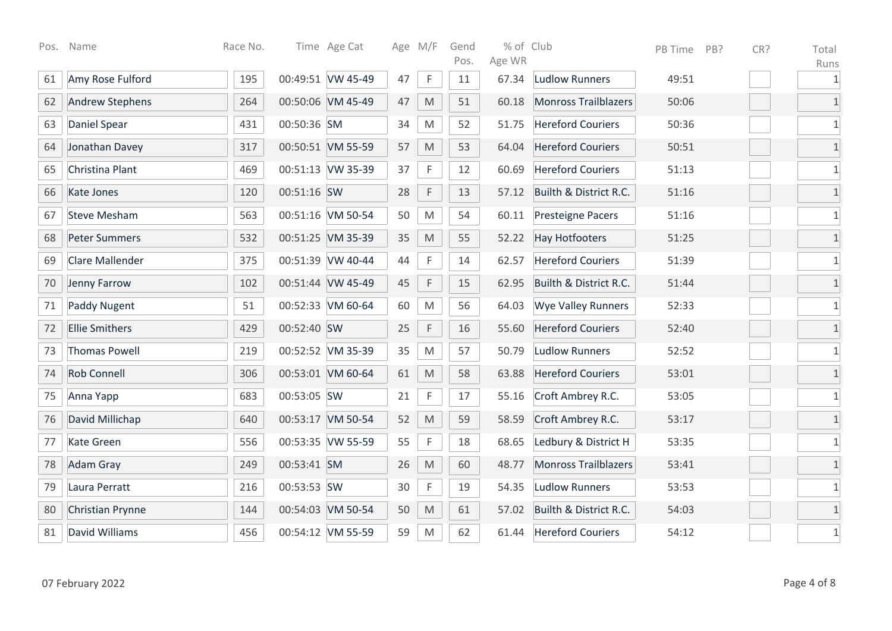| Pos. | Name | Race No. | Time | Age Cat | Age | M/F | Gend Pos. | % of Age WR | Club | PB Time | PB? | CR? | Total Runs |
|---|---|---|---|---|---|---|---|---|---|---|---|---|---|
| 61 | Amy Rose Fulford | 195 | 00:49:51 | VW 45-49 | 47 | F | 11 | 67.34 | Ludlow Runners | 49:51 | | | 1 |
| 62 | Andrew Stephens | 264 | 00:50:06 | VM 45-49 | 47 | M | 51 | 60.18 | Monross Trailblazers | 50:06 | | | 1 |
| 63 | Daniel Spear | 431 | 00:50:36 | SM | 34 | M | 52 | 51.75 | Hereford Couriers | 50:36 | | | 1 |
| 64 | Jonathan Davey | 317 | 00:50:51 | VM 55-59 | 57 | M | 53 | 64.04 | Hereford Couriers | 50:51 | | | 1 |
| 65 | Christina Plant | 469 | 00:51:13 | VW 35-39 | 37 | F | 12 | 60.69 | Hereford Couriers | 51:13 | | | 1 |
| 66 | Kate Jones | 120 | 00:51:16 | SW | 28 | F | 13 | 57.12 | Builth & District R.C. | 51:16 | | | 1 |
| 67 | Steve Mesham | 563 | 00:51:16 | VM 50-54 | 50 | M | 54 | 60.11 | Presteigne Pacers | 51:16 | | | 1 |
| 68 | Peter Summers | 532 | 00:51:25 | VM 35-39 | 35 | M | 55 | 52.22 | Hay Hotfooters | 51:25 | | | 1 |
| 69 | Clare Mallender | 375 | 00:51:39 | VW 40-44 | 44 | F | 14 | 62.57 | Hereford Couriers | 51:39 | | | 1 |
| 70 | Jenny Farrow | 102 | 00:51:44 | VW 45-49 | 45 | F | 15 | 62.95 | Builth & District R.C. | 51:44 | | | 1 |
| 71 | Paddy Nugent | 51 | 00:52:33 | VM 60-64 | 60 | M | 56 | 64.03 | Wye Valley Runners | 52:33 | | | 1 |
| 72 | Ellie Smithers | 429 | 00:52:40 | SW | 25 | F | 16 | 55.60 | Hereford Couriers | 52:40 | | | 1 |
| 73 | Thomas Powell | 219 | 00:52:52 | VM 35-39 | 35 | M | 57 | 50.79 | Ludlow Runners | 52:52 | | | 1 |
| 74 | Rob Connell | 306 | 00:53:01 | VM 60-64 | 61 | M | 58 | 63.88 | Hereford Couriers | 53:01 | | | 1 |
| 75 | Anna Yapp | 683 | 00:53:05 | SW | 21 | F | 17 | 55.16 | Croft Ambrey R.C. | 53:05 | | | 1 |
| 76 | David Millichap | 640 | 00:53:17 | VM 50-54 | 52 | M | 59 | 58.59 | Croft Ambrey R.C. | 53:17 | | | 1 |
| 77 | Kate Green | 556 | 00:53:35 | VW 55-59 | 55 | F | 18 | 68.65 | Ledbury & District H | 53:35 | | | 1 |
| 78 | Adam Gray | 249 | 00:53:41 | SM | 26 | M | 60 | 48.77 | Monross Trailblazers | 53:41 | | | 1 |
| 79 | Laura Perratt | 216 | 00:53:53 | SW | 30 | F | 19 | 54.35 | Ludlow Runners | 53:53 | | | 1 |
| 80 | Christian Prynne | 144 | 00:54:03 | VM 50-54 | 50 | M | 61 | 57.02 | Builth & District R.C. | 54:03 | | | 1 |
| 81 | David Williams | 456 | 00:54:12 | VM 55-59 | 59 | M | 62 | 61.44 | Hereford Couriers | 54:12 | | | 1 |

07 February 2022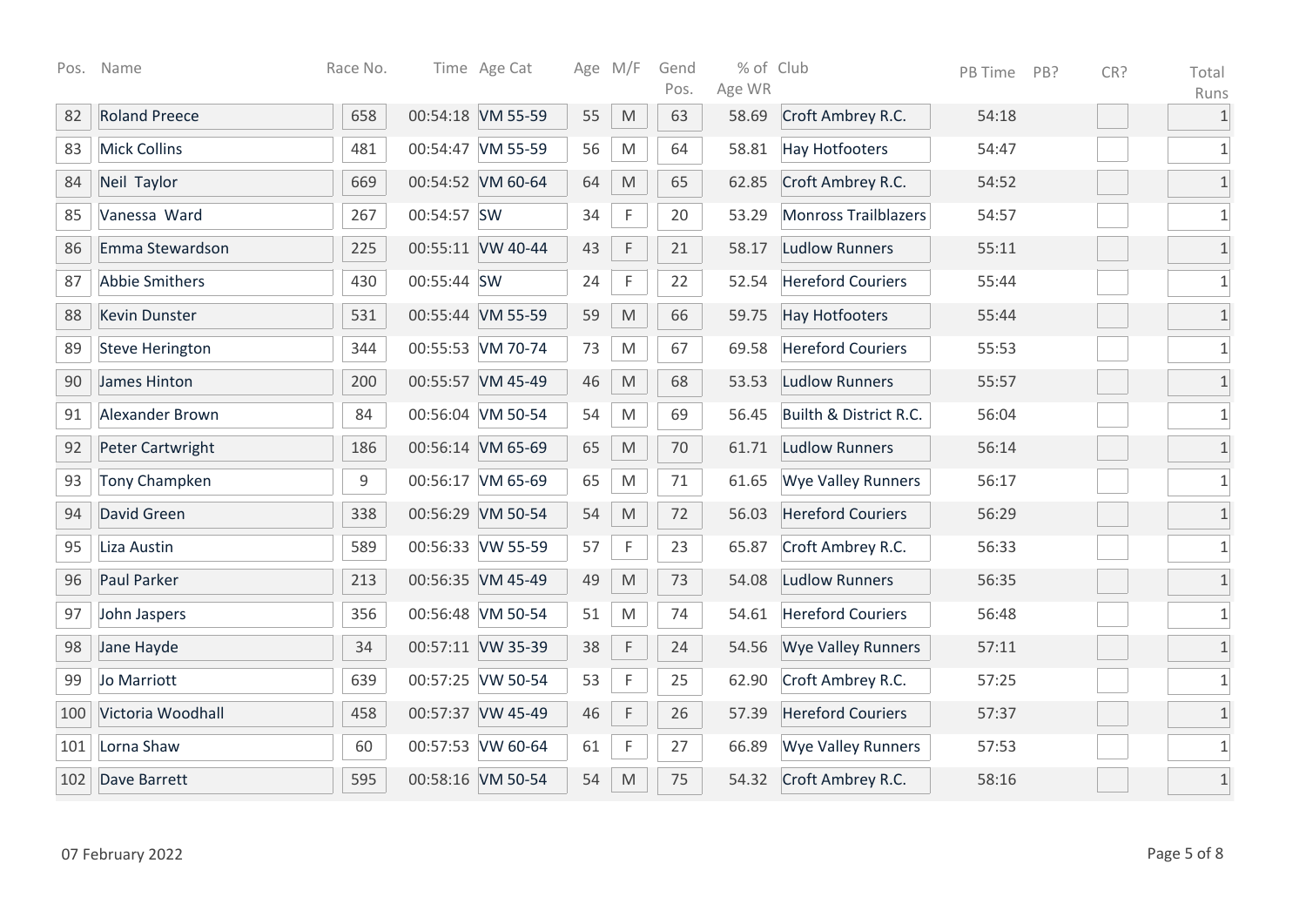| Pos. | Name | Race No. | Time | Age Cat | Age | M/F | Gend Pos. | % of Age WR | Club | PB Time | PB? | CR? | Total Runs |
|---|---|---|---|---|---|---|---|---|---|---|---|---|---|
| 82 | Roland Preece | 658 | 00:54:18 | VM 55-59 | 55 | M | 63 | 58.69 | Croft Ambrey R.C. | 54:18 | | | 1 |
| 83 | Mick Collins | 481 | 00:54:47 | VM 55-59 | 56 | M | 64 | 58.81 | Hay Hotfooters | 54:47 | | | 1 |
| 84 | Neil Taylor | 669 | 00:54:52 | VM 60-64 | 64 | M | 65 | 62.85 | Croft Ambrey R.C. | 54:52 | | | 1 |
| 85 | Vanessa Ward | 267 | 00:54:57 | SW | 34 | F | 20 | 53.29 | Monross Trailblazers | 54:57 | | | 1 |
| 86 | Emma Stewardson | 225 | 00:55:11 | VW 40-44 | 43 | F | 21 | 58.17 | Ludlow Runners | 55:11 | | | 1 |
| 87 | Abbie Smithers | 430 | 00:55:44 | SW | 24 | F | 22 | 52.54 | Hereford Couriers | 55:44 | | | 1 |
| 88 | Kevin Dunster | 531 | 00:55:44 | VM 55-59 | 59 | M | 66 | 59.75 | Hay Hotfooters | 55:44 | | | 1 |
| 89 | Steve Herington | 344 | 00:55:53 | VM 70-74 | 73 | M | 67 | 69.58 | Hereford Couriers | 55:53 | | | 1 |
| 90 | James Hinton | 200 | 00:55:57 | VM 45-49 | 46 | M | 68 | 53.53 | Ludlow Runners | 55:57 | | | 1 |
| 91 | Alexander Brown | 84 | 00:56:04 | VM 50-54 | 54 | M | 69 | 56.45 | Builth & District R.C. | 56:04 | | | 1 |
| 92 | Peter Cartwright | 186 | 00:56:14 | VM 65-69 | 65 | M | 70 | 61.71 | Ludlow Runners | 56:14 | | | 1 |
| 93 | Tony Champken | 9 | 00:56:17 | VM 65-69 | 65 | M | 71 | 61.65 | Wye Valley Runners | 56:17 | | | 1 |
| 94 | David Green | 338 | 00:56:29 | VM 50-54 | 54 | M | 72 | 56.03 | Hereford Couriers | 56:29 | | | 1 |
| 95 | Liza Austin | 589 | 00:56:33 | VW 55-59 | 57 | F | 23 | 65.87 | Croft Ambrey R.C. | 56:33 | | | 1 |
| 96 | Paul Parker | 213 | 00:56:35 | VM 45-49 | 49 | M | 73 | 54.08 | Ludlow Runners | 56:35 | | | 1 |
| 97 | John Jaspers | 356 | 00:56:48 | VM 50-54 | 51 | M | 74 | 54.61 | Hereford Couriers | 56:48 | | | 1 |
| 98 | Jane Hayde | 34 | 00:57:11 | VW 35-39 | 38 | F | 24 | 54.56 | Wye Valley Runners | 57:11 | | | 1 |
| 99 | Jo Marriott | 639 | 00:57:25 | VW 50-54 | 53 | F | 25 | 62.90 | Croft Ambrey R.C. | 57:25 | | | 1 |
| 100 | Victoria Woodhall | 458 | 00:57:37 | VW 45-49 | 46 | F | 26 | 57.39 | Hereford Couriers | 57:37 | | | 1 |
| 101 | Lorna Shaw | 60 | 00:57:53 | VW 60-64 | 61 | F | 27 | 66.89 | Wye Valley Runners | 57:53 | | | 1 |
| 102 | Dave Barrett | 595 | 00:58:16 | VM 50-54 | 54 | M | 75 | 54.32 | Croft Ambrey R.C. | 58:16 | | | 1 |

07 February 2022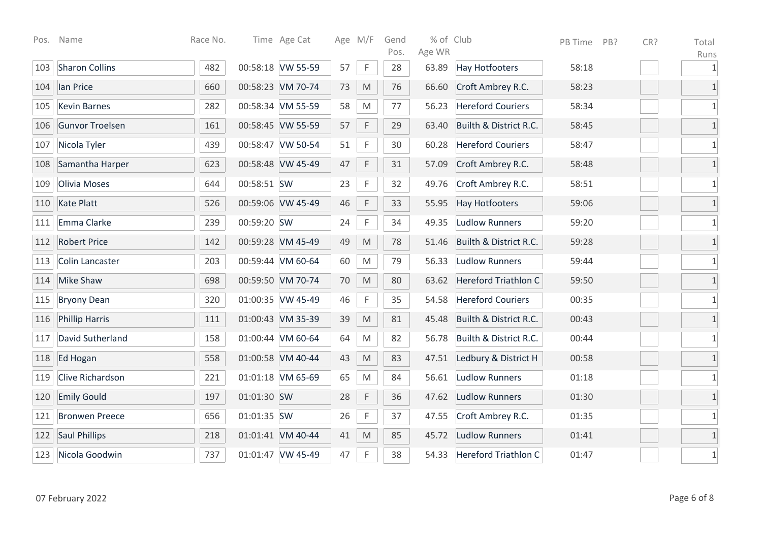| Pos. | Name | Race No. | Time | Age Cat | Age | M/F | Gend Pos. | % of Age WR | Club | PB Time | PB? | CR? | Total Runs |
|---|---|---|---|---|---|---|---|---|---|---|---|---|---|
| 103 | Sharon Collins | 482 | 00:58:18 | VW 55-59 | 57 | F | 28 | 63.89 | Hay Hotfooters | 58:18 | | | 1 |
| 104 | Ian Price | 660 | 00:58:23 | VM 70-74 | 73 | M | 76 | 66.60 | Croft Ambrey R.C. | 58:23 | | | 1 |
| 105 | Kevin Barnes | 282 | 00:58:34 | VM 55-59 | 58 | M | 77 | 56.23 | Hereford Couriers | 58:34 | | | 1 |
| 106 | Gunvor Troelsen | 161 | 00:58:45 | VW 55-59 | 57 | F | 29 | 63.40 | Builth & District R.C. | 58:45 | | | 1 |
| 107 | Nicola Tyler | 439 | 00:58:47 | VW 50-54 | 51 | F | 30 | 60.28 | Hereford Couriers | 58:47 | | | 1 |
| 108 | Samantha Harper | 623 | 00:58:48 | VW 45-49 | 47 | F | 31 | 57.09 | Croft Ambrey R.C. | 58:48 | | | 1 |
| 109 | Olivia Moses | 644 | 00:58:51 | SW | 23 | F | 32 | 49.76 | Croft Ambrey R.C. | 58:51 | | | 1 |
| 110 | Kate Platt | 526 | 00:59:06 | VW 45-49 | 46 | F | 33 | 55.95 | Hay Hotfooters | 59:06 | | | 1 |
| 111 | Emma Clarke | 239 | 00:59:20 | SW | 24 | F | 34 | 49.35 | Ludlow Runners | 59:20 | | | 1 |
| 112 | Robert Price | 142 | 00:59:28 | VM 45-49 | 49 | M | 78 | 51.46 | Builth & District R.C. | 59:28 | | | 1 |
| 113 | Colin Lancaster | 203 | 00:59:44 | VM 60-64 | 60 | M | 79 | 56.33 | Ludlow Runners | 59:44 | | | 1 |
| 114 | Mike Shaw | 698 | 00:59:50 | VM 70-74 | 70 | M | 80 | 63.62 | Hereford Triathlon C | 59:50 | | | 1 |
| 115 | Bryony Dean | 320 | 01:00:35 | VW 45-49 | 46 | F | 35 | 54.58 | Hereford Couriers | 00:35 | | | 1 |
| 116 | Phillip Harris | 111 | 01:00:43 | VM 35-39 | 39 | M | 81 | 45.48 | Builth & District R.C. | 00:43 | | | 1 |
| 117 | David Sutherland | 158 | 01:00:44 | VM 60-64 | 64 | M | 82 | 56.78 | Builth & District R.C. | 00:44 | | | 1 |
| 118 | Ed Hogan | 558 | 01:00:58 | VM 40-44 | 43 | M | 83 | 47.51 | Ledbury & District H | 00:58 | | | 1 |
| 119 | Clive Richardson | 221 | 01:01:18 | VM 65-69 | 65 | M | 84 | 56.61 | Ludlow Runners | 01:18 | | | 1 |
| 120 | Emily Gould | 197 | 01:01:30 | SW | 28 | F | 36 | 47.62 | Ludlow Runners | 01:30 | | | 1 |
| 121 | Bronwen Preece | 656 | 01:01:35 | SW | 26 | F | 37 | 47.55 | Croft Ambrey R.C. | 01:35 | | | 1 |
| 122 | Saul Phillips | 218 | 01:01:41 | VM 40-44 | 41 | M | 85 | 45.72 | Ludlow Runners | 01:41 | | | 1 |
| 123 | Nicola Goodwin | 737 | 01:01:47 | VW 45-49 | 47 | F | 38 | 54.33 | Hereford Triathlon C | 01:47 | | | 1 |

07 February 2022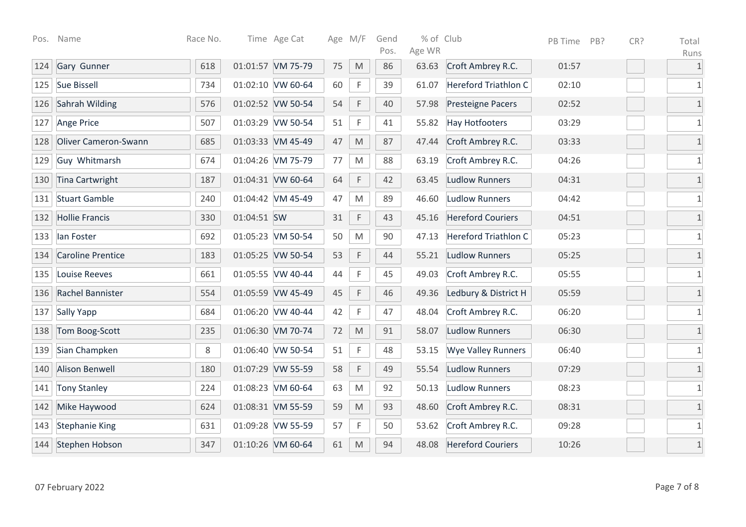| Pos. | Name | Race No. | Time | Age Cat | Age | M/F | Gend Pos. | % of Age WR | Club | PB Time | PB? | CR? | Total Runs |
|---|---|---|---|---|---|---|---|---|---|---|---|---|---|
| 124 | Gary Gunner | 618 | 01:01:57 | VM 75-79 | 75 | M | 86 | 63.63 | Croft Ambrey R.C. | 01:57 | | | 1 |
| 125 | Sue Bissell | 734 | 01:02:10 | VW 60-64 | 60 | F | 39 | 61.07 | Hereford Triathlon C | 02:10 | | | 1 |
| 126 | Sahrah Wilding | 576 | 01:02:52 | VW 50-54 | 54 | F | 40 | 57.98 | Presteigne Pacers | 02:52 | | | 1 |
| 127 | Ange Price | 507 | 01:03:29 | VW 50-54 | 51 | F | 41 | 55.82 | Hay Hotfooters | 03:29 | | | 1 |
| 128 | Oliver Cameron-Swann | 685 | 01:03:33 | VM 45-49 | 47 | M | 87 | 47.44 | Croft Ambrey R.C. | 03:33 | | | 1 |
| 129 | Guy Whitmarsh | 674 | 01:04:26 | VM 75-79 | 77 | M | 88 | 63.19 | Croft Ambrey R.C. | 04:26 | | | 1 |
| 130 | Tina Cartwright | 187 | 01:04:31 | VW 60-64 | 64 | F | 42 | 63.45 | Ludlow Runners | 04:31 | | | 1 |
| 131 | Stuart Gamble | 240 | 01:04:42 | VM 45-49 | 47 | M | 89 | 46.60 | Ludlow Runners | 04:42 | | | 1 |
| 132 | Hollie Francis | 330 | 01:04:51 | SW | 31 | F | 43 | 45.16 | Hereford Couriers | 04:51 | | | 1 |
| 133 | Ian Foster | 692 | 01:05:23 | VM 50-54 | 50 | M | 90 | 47.13 | Hereford Triathlon C | 05:23 | | | 1 |
| 134 | Caroline Prentice | 183 | 01:05:25 | VW 50-54 | 53 | F | 44 | 55.21 | Ludlow Runners | 05:25 | | | 1 |
| 135 | Louise Reeves | 661 | 01:05:55 | VW 40-44 | 44 | F | 45 | 49.03 | Croft Ambrey R.C. | 05:55 | | | 1 |
| 136 | Rachel Bannister | 554 | 01:05:59 | VW 45-49 | 45 | F | 46 | 49.36 | Ledbury & District H | 05:59 | | | 1 |
| 137 | Sally Yapp | 684 | 01:06:20 | VW 40-44 | 42 | F | 47 | 48.04 | Croft Ambrey R.C. | 06:20 | | | 1 |
| 138 | Tom Boog-Scott | 235 | 01:06:30 | VM 70-74 | 72 | M | 91 | 58.07 | Ludlow Runners | 06:30 | | | 1 |
| 139 | Sian Champken | 8 | 01:06:40 | VW 50-54 | 51 | F | 48 | 53.15 | Wye Valley Runners | 06:40 | | | 1 |
| 140 | Alison Benwell | 180 | 01:07:29 | VW 55-59 | 58 | F | 49 | 55.54 | Ludlow Runners | 07:29 | | | 1 |
| 141 | Tony Stanley | 224 | 01:08:23 | VM 60-64 | 63 | M | 92 | 50.13 | Ludlow Runners | 08:23 | | | 1 |
| 142 | Mike Haywood | 624 | 01:08:31 | VM 55-59 | 59 | M | 93 | 48.60 | Croft Ambrey R.C. | 08:31 | | | 1 |
| 143 | Stephanie King | 631 | 01:09:28 | VW 55-59 | 57 | F | 50 | 53.62 | Croft Ambrey R.C. | 09:28 | | | 1 |
| 144 | Stephen Hobson | 347 | 01:10:26 | VM 60-64 | 61 | M | 94 | 48.08 | Hereford Couriers | 10:26 | | | 1 |

07 February 2022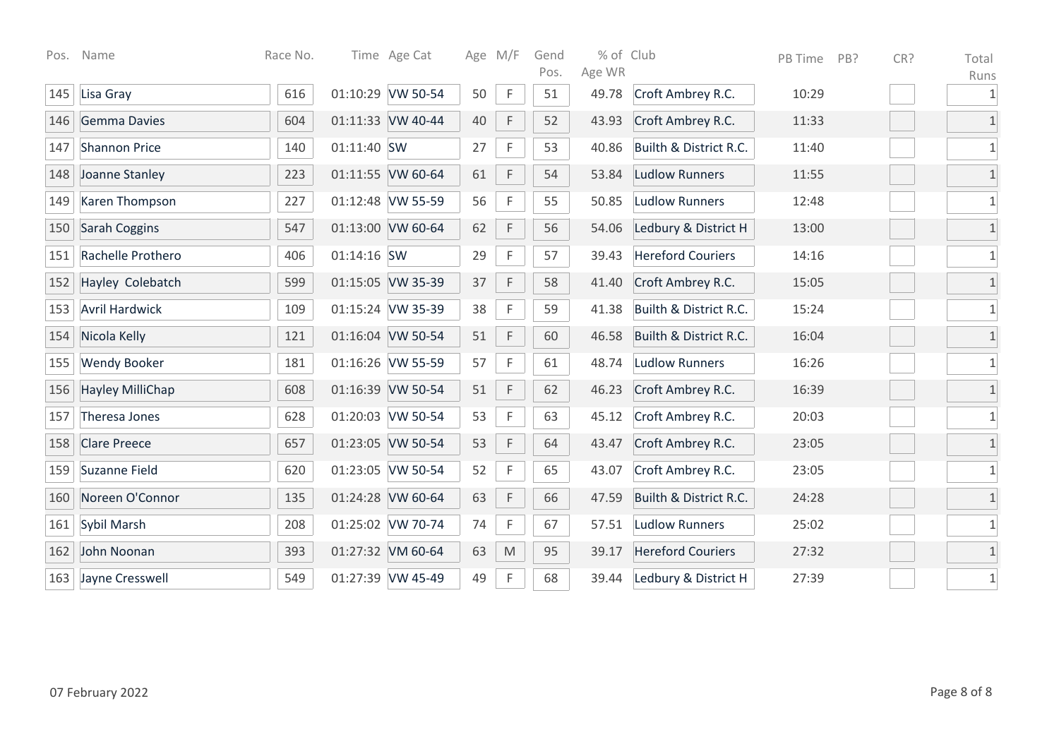| Pos. | Name | Race No. | Time | Age Cat | Age | M/F | Gend Pos. | % of Age WR | Club | PB Time | PB? | CR? | Total Runs |
|---|---|---|---|---|---|---|---|---|---|---|---|---|---|
| 145 | Lisa Gray | 616 | 01:10:29 | VW 50-54 | 50 | F | 51 | 49.78 | Croft Ambrey R.C. | 10:29 | | | 1 |
| 146 | Gemma Davies | 604 | 01:11:33 | VW 40-44 | 40 | F | 52 | 43.93 | Croft Ambrey R.C. | 11:33 | | | 1 |
| 147 | Shannon Price | 140 | 01:11:40 | SW | 27 | F | 53 | 40.86 | Builth & District R.C. | 11:40 | | | 1 |
| 148 | Joanne Stanley | 223 | 01:11:55 | VW 60-64 | 61 | F | 54 | 53.84 | Ludlow Runners | 11:55 | | | 1 |
| 149 | Karen Thompson | 227 | 01:12:48 | VW 55-59 | 56 | F | 55 | 50.85 | Ludlow Runners | 12:48 | | | 1 |
| 150 | Sarah Coggins | 547 | 01:13:00 | VW 60-64 | 62 | F | 56 | 54.06 | Ledbury & District H | 13:00 | | | 1 |
| 151 | Rachelle Prothero | 406 | 01:14:16 | SW | 29 | F | 57 | 39.43 | Hereford Couriers | 14:16 | | | 1 |
| 152 | Hayley Colebatch | 599 | 01:15:05 | VW 35-39 | 37 | F | 58 | 41.40 | Croft Ambrey R.C. | 15:05 | | | 1 |
| 153 | Avril Hardwick | 109 | 01:15:24 | VW 35-39 | 38 | F | 59 | 41.38 | Builth & District R.C. | 15:24 | | | 1 |
| 154 | Nicola Kelly | 121 | 01:16:04 | VW 50-54 | 51 | F | 60 | 46.58 | Builth & District R.C. | 16:04 | | | 1 |
| 155 | Wendy Booker | 181 | 01:16:26 | VW 55-59 | 57 | F | 61 | 48.74 | Ludlow Runners | 16:26 | | | 1 |
| 156 | Hayley MilliChap | 608 | 01:16:39 | VW 50-54 | 51 | F | 62 | 46.23 | Croft Ambrey R.C. | 16:39 | | | 1 |
| 157 | Theresa Jones | 628 | 01:20:03 | VW 50-54 | 53 | F | 63 | 45.12 | Croft Ambrey R.C. | 20:03 | | | 1 |
| 158 | Clare Preece | 657 | 01:23:05 | VW 50-54 | 53 | F | 64 | 43.47 | Croft Ambrey R.C. | 23:05 | | | 1 |
| 159 | Suzanne Field | 620 | 01:23:05 | VW 50-54 | 52 | F | 65 | 43.07 | Croft Ambrey R.C. | 23:05 | | | 1 |
| 160 | Noreen O'Connor | 135 | 01:24:28 | VW 60-64 | 63 | F | 66 | 47.59 | Builth & District R.C. | 24:28 | | | 1 |
| 161 | Sybil Marsh | 208 | 01:25:02 | VW 70-74 | 74 | F | 67 | 57.51 | Ludlow Runners | 25:02 | | | 1 |
| 162 | John Noonan | 393 | 01:27:32 | VM 60-64 | 63 | M | 95 | 39.17 | Hereford Couriers | 27:32 | | | 1 |
| 163 | Jayne Cresswell | 549 | 01:27:39 | VW 45-49 | 49 | F | 68 | 39.44 | Ledbury & District H | 27:39 | | | 1 |

07 February 2022